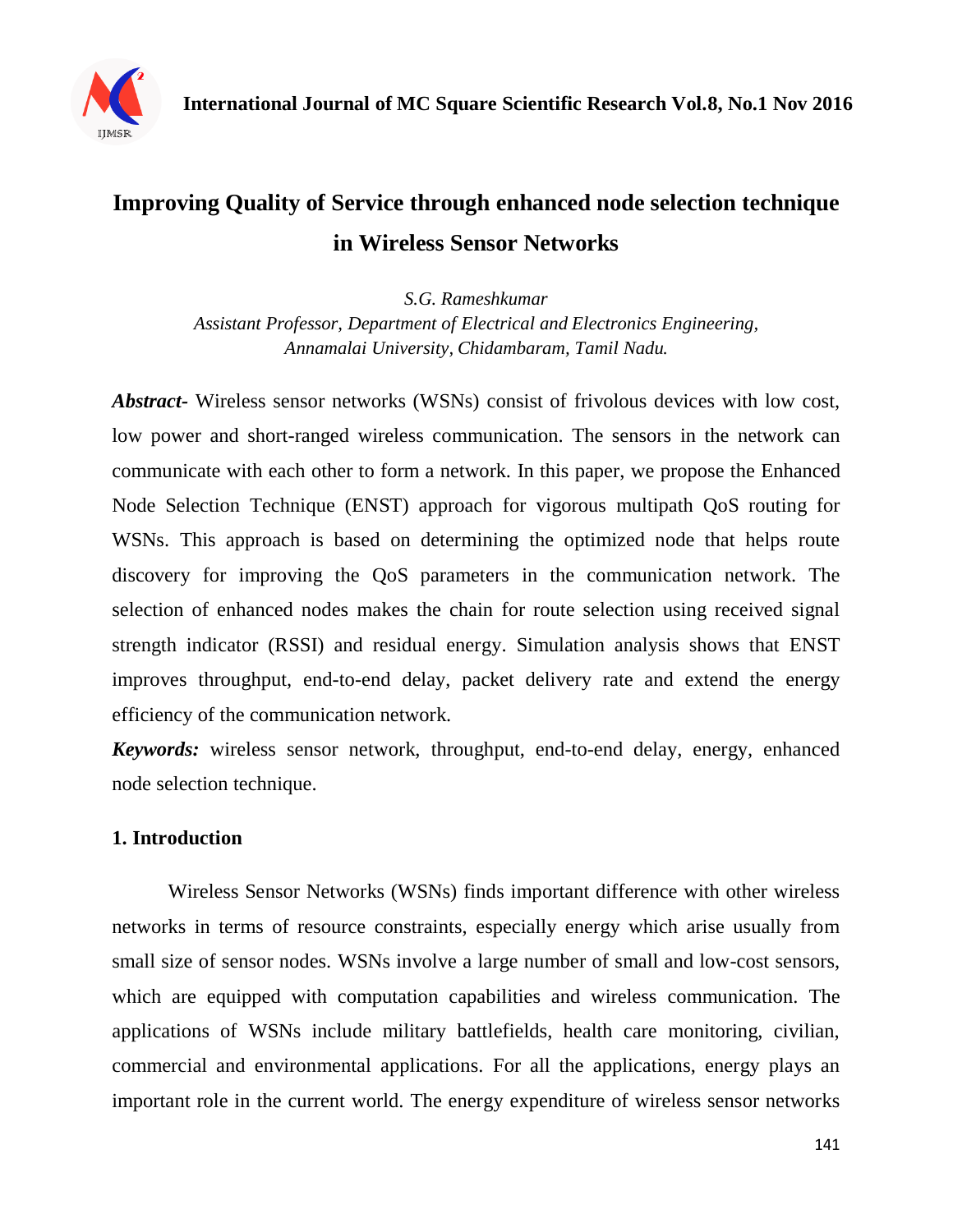# Improving Quality of Service through enhanced node selection technique in Wireless Sensor Networks

*S.G. Rameshkumar*

*Assistant Professor, Department of Electrical and Electronics Engineering, Annamalai University, Chidambaram, Tamil Nadu.*

***Abstract-*** Wireless sensor networks (WSNs) consist of frivolous devices with low cost, low power and short-ranged wireless communication. The sensors in the network can communicate with each other to form a network. In this paper, we propose the Enhanced Node Selection Technique (ENST) approach for vigorous multipath QoS routing for WSNs. This approach is based on determining the optimized node that helps route discovery for improving the QoS parameters in the communication network. The selection of enhanced nodes makes the chain for route selection using received signal strength indicator (RSSI) and residual energy. Simulation analysis shows that ENST improves throughput, end-to-end delay, packet delivery rate and extend the energy efficiency of the communication network.

***Keywords:*** wireless sensor network, throughput, end-to-end delay, energy, enhanced node selection technique.

## 1. Introduction

Wireless Sensor Networks (WSNs) finds important difference with other wireless networks in terms of resource constraints, especially energy which arise usually from small size of sensor nodes. WSNs involve a large number of small and low-cost sensors, which are equipped with computation capabilities and wireless communication. The applications of WSNs include military battlefields, health care monitoring, civilian, commercial and environmental applications. For all the applications, energy plays an important role in the current world. The energy expenditure of wireless sensor networks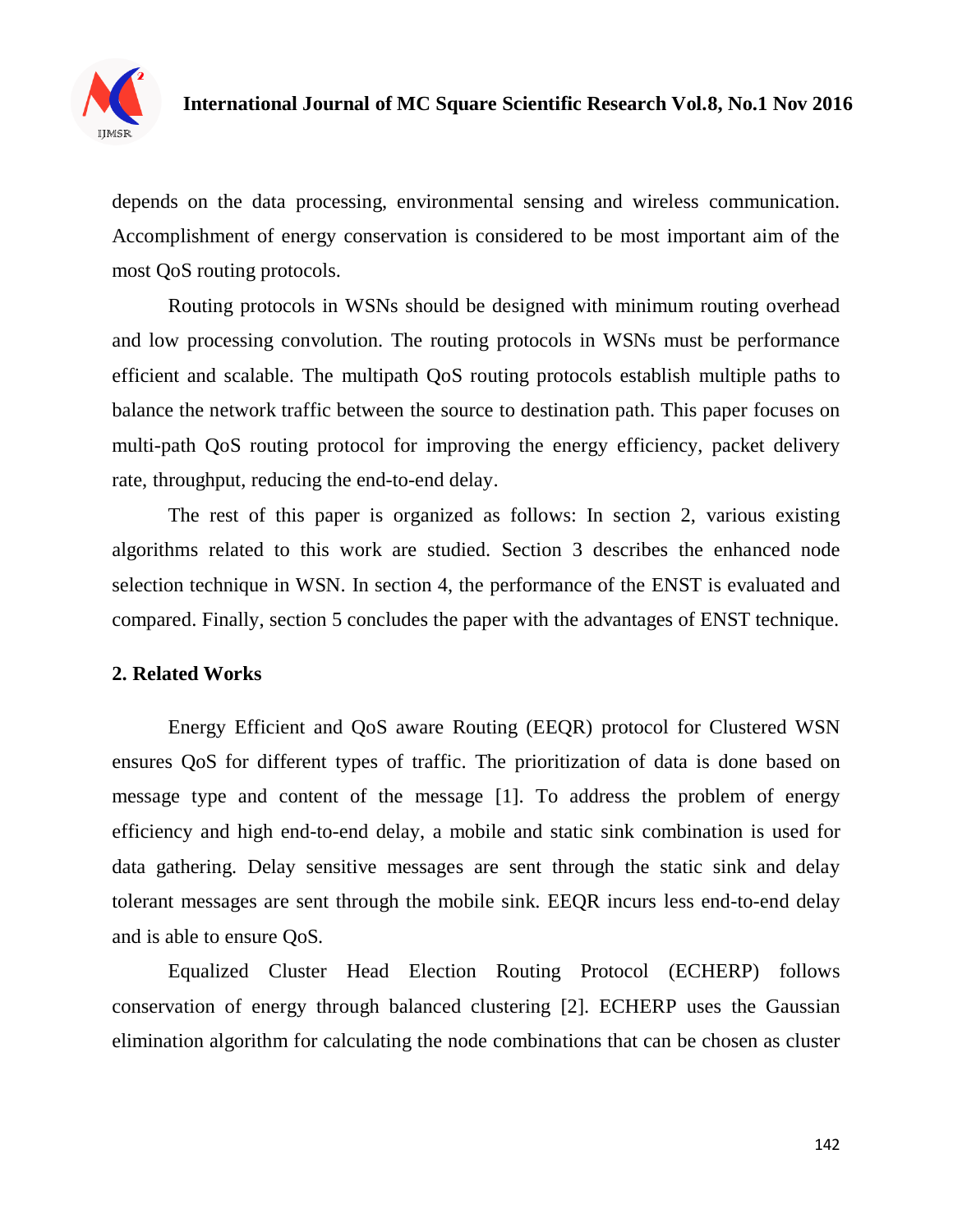depends on the data processing, environmental sensing and wireless communication. Accomplishment of energy conservation is considered to be most important aim of the most QoS routing protocols.

Routing protocols in WSNs should be designed with minimum routing overhead and low processing convolution. The routing protocols in WSNs must be performance efficient and scalable. The multipath QoS routing protocols establish multiple paths to balance the network traffic between the source to destination path. This paper focuses on multi-path QoS routing protocol for improving the energy efficiency, packet delivery rate, throughput, reducing the end-to-end delay.

The rest of this paper is organized as follows: In section 2, various existing algorithms related to this work are studied. Section 3 describes the enhanced node selection technique in WSN. In section 4, the performance of the ENST is evaluated and compared. Finally, section 5 concludes the paper with the advantages of ENST technique.

## 2. Related Works

Energy Efficient and QoS aware Routing (EEQR) protocol for Clustered WSN ensures QoS for different types of traffic. The prioritization of data is done based on message type and content of the message [1]. To address the problem of energy efficiency and high end-to-end delay, a mobile and static sink combination is used for data gathering. Delay sensitive messages are sent through the static sink and delay tolerant messages are sent through the mobile sink. EEQR incurs less end-to-end delay and is able to ensure QoS.

Equalized Cluster Head Election Routing Protocol (ECHERP) follows conservation of energy through balanced clustering [2]. ECHERP uses the Gaussian elimination algorithm for calculating the node combinations that can be chosen as cluster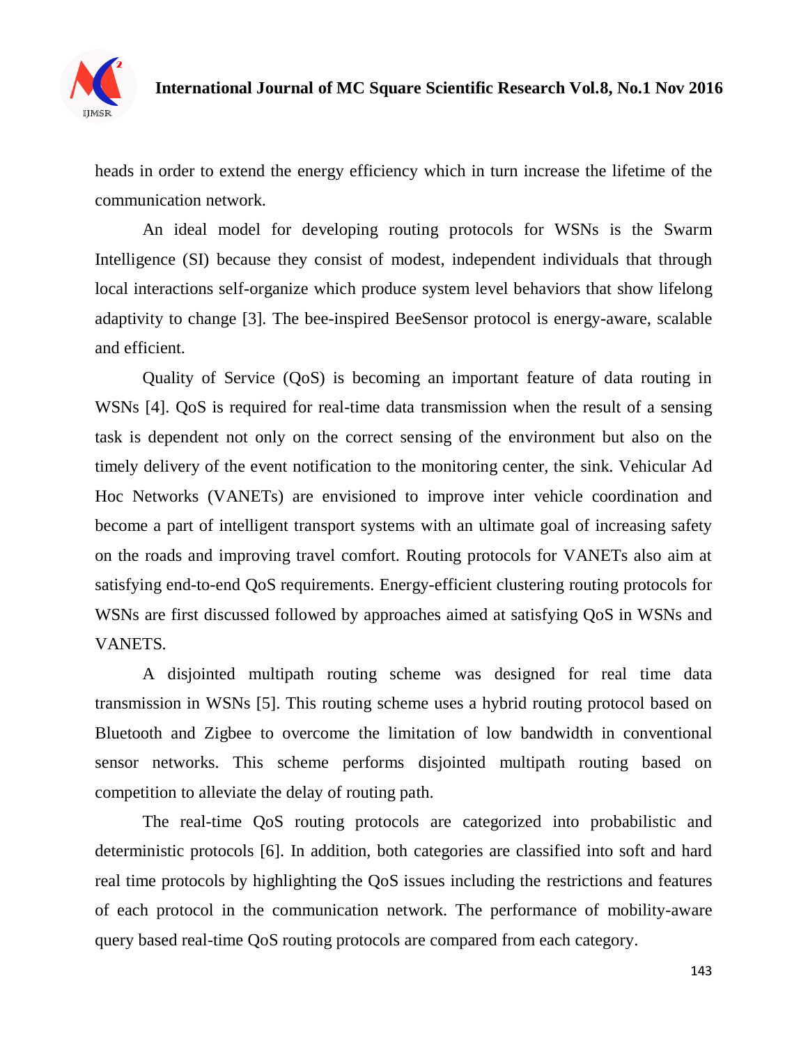heads in order to extend the energy efficiency which in turn increase the lifetime of the communication network.

An ideal model for developing routing protocols for WSNs is the Swarm Intelligence (SI) because they consist of modest, independent individuals that through local interactions self-organize which produce system level behaviors that show lifelong adaptivity to change [3]. The bee-inspired BeeSensor protocol is energy-aware, scalable and efficient.

Quality of Service (QoS) is becoming an important feature of data routing in WSNs [4]. QoS is required for real-time data transmission when the result of a sensing task is dependent not only on the correct sensing of the environment but also on the timely delivery of the event notification to the monitoring center, the sink. Vehicular Ad Hoc Networks (VANETs) are envisioned to improve inter vehicle coordination and become a part of intelligent transport systems with an ultimate goal of increasing safety on the roads and improving travel comfort. Routing protocols for VANETs also aim at satisfying end-to-end QoS requirements. Energy-efficient clustering routing protocols for WSNs are first discussed followed by approaches aimed at satisfying QoS in WSNs and VANETS.

A disjointed multipath routing scheme was designed for real time data transmission in WSNs [5]. This routing scheme uses a hybrid routing protocol based on Bluetooth and Zigbee to overcome the limitation of low bandwidth in conventional sensor networks. This scheme performs disjointed multipath routing based on competition to alleviate the delay of routing path.

The real-time QoS routing protocols are categorized into probabilistic and deterministic protocols [6]. In addition, both categories are classified into soft and hard real time protocols by highlighting the QoS issues including the restrictions and features of each protocol in the communication network. The performance of mobility-aware query based real-time QoS routing protocols are compared from each category.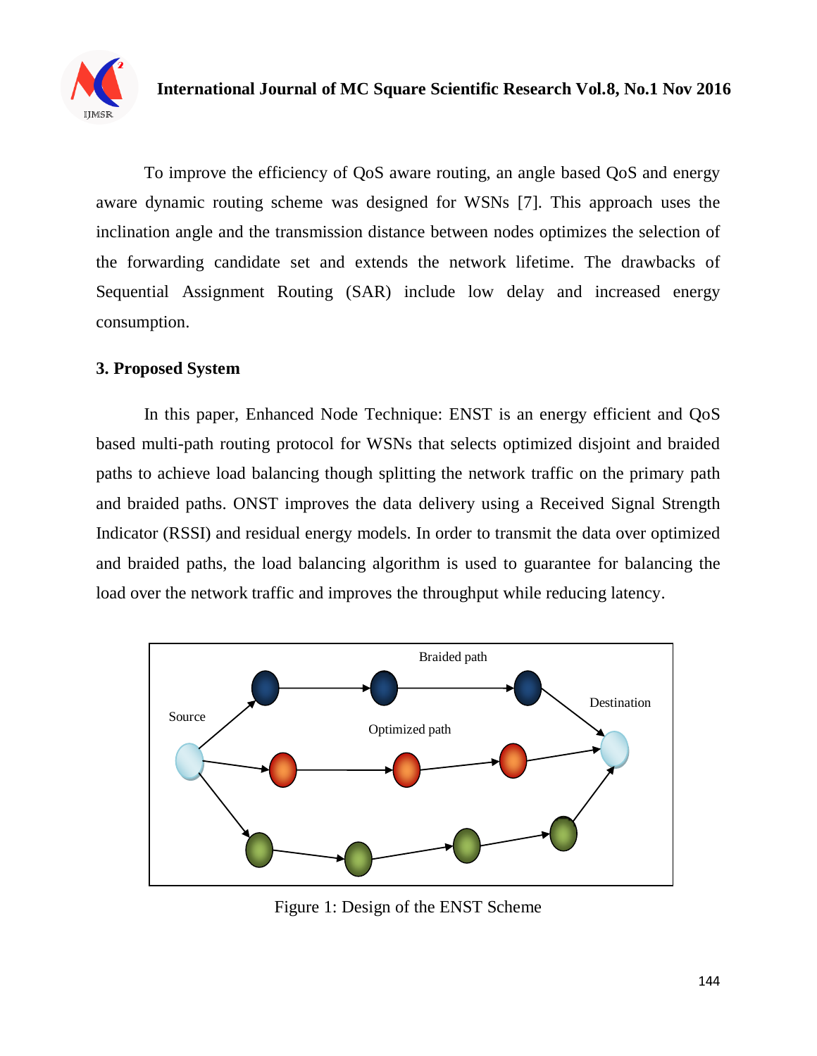To improve the efficiency of QoS aware routing, an angle based QoS and energy aware dynamic routing scheme was designed for WSNs [7]. This approach uses the inclination angle and the transmission distance between nodes optimizes the selection of the forwarding candidate set and extends the network lifetime. The drawbacks of Sequential Assignment Routing (SAR) include low delay and increased energy consumption.

## 3. Proposed System

In this paper, Enhanced Node Technique: ENST is an energy efficient and QoS based multi-path routing protocol for WSNs that selects optimized disjoint and braided paths to achieve load balancing though splitting the network traffic on the primary path and braided paths. ONST improves the data delivery using a Received Signal Strength Indicator (RSSI) and residual energy models. In order to transmit the data over optimized and braided paths, the load balancing algorithm is used to guarantee for balancing the load over the network traffic and improves the throughput while reducing latency.

Braided path

Source

Destination

Optimized path

Figure 1: Design of the ENST Scheme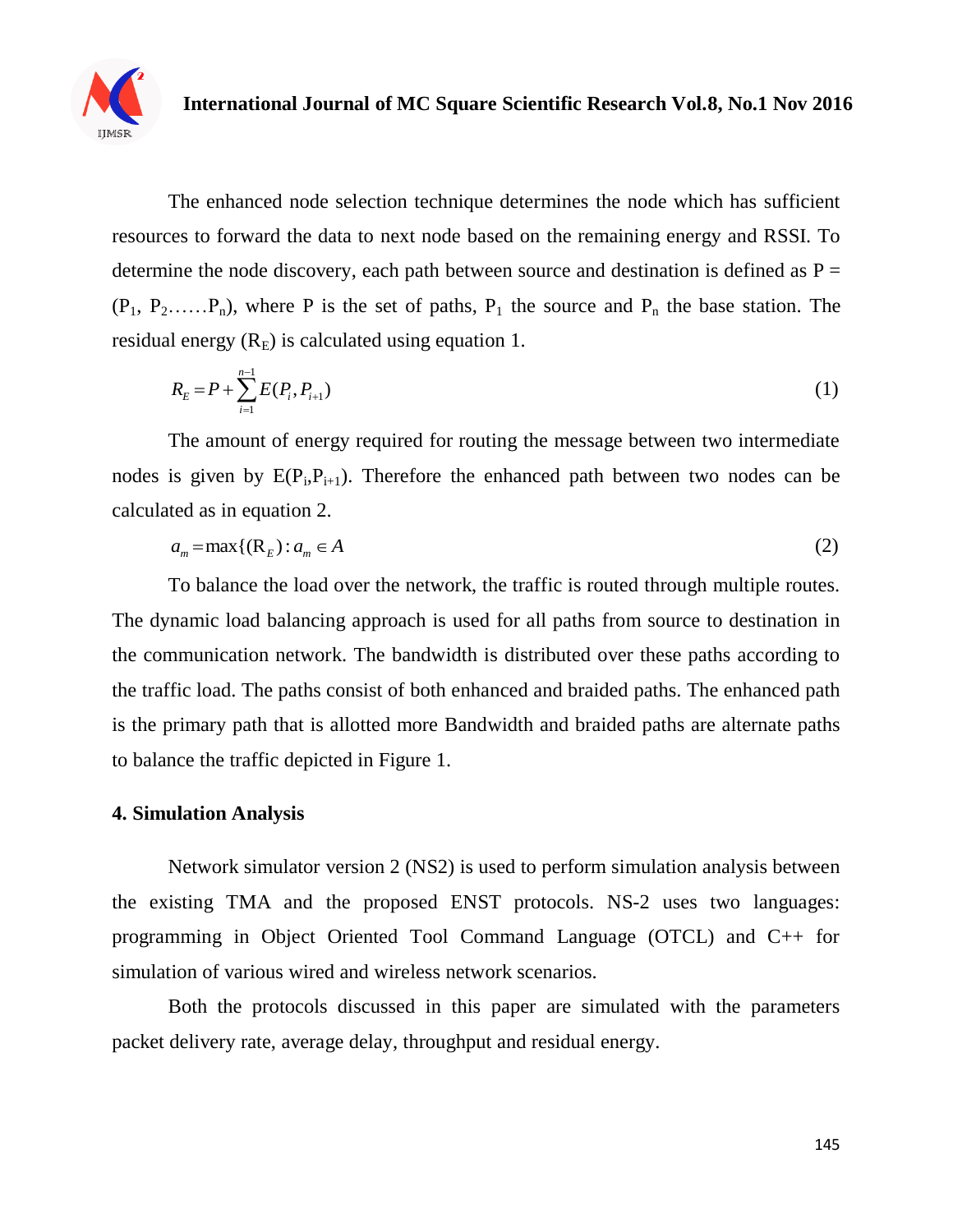The enhanced node selection technique determines the node which has sufficient resources to forward the data to next node based on the remaining energy and RSSI. To determine the node discovery, each path between source and destination is defined as $P = (P_1, P_2 \ldots\ldots P_n)$, where P is the set of paths, $P_1$ the source and $P_n$ the base station. The residual energy ($R_E$) is calculated using equation 1.

$$R_E = P + \sum_{i=1}^{n-1} E(P_i, P_{i+1}) \tag{1}$$

The amount of energy required for routing the message between two intermediate nodes is given by $E(P_i, P_{i+1})$. Therefore the enhanced path between two nodes can be calculated as in equation 2.

$$a_m = \max\{(R_E) : a_m \in A \tag{2}$$

To balance the load over the network, the traffic is routed through multiple routes. The dynamic load balancing approach is used for all paths from source to destination in the communication network. The bandwidth is distributed over these paths according to the traffic load. The paths consist of both enhanced and braided paths. The enhanced path is the primary path that is allotted more Bandwidth and braided paths are alternate paths to balance the traffic depicted in Figure 1.

## 4. Simulation Analysis

Network simulator version 2 (NS2) is used to perform simulation analysis between the existing TMA and the proposed ENST protocols. NS-2 uses two languages: programming in Object Oriented Tool Command Language (OTCL) and C++ for simulation of various wired and wireless network scenarios.

Both the protocols discussed in this paper are simulated with the parameters packet delivery rate, average delay, throughput and residual energy.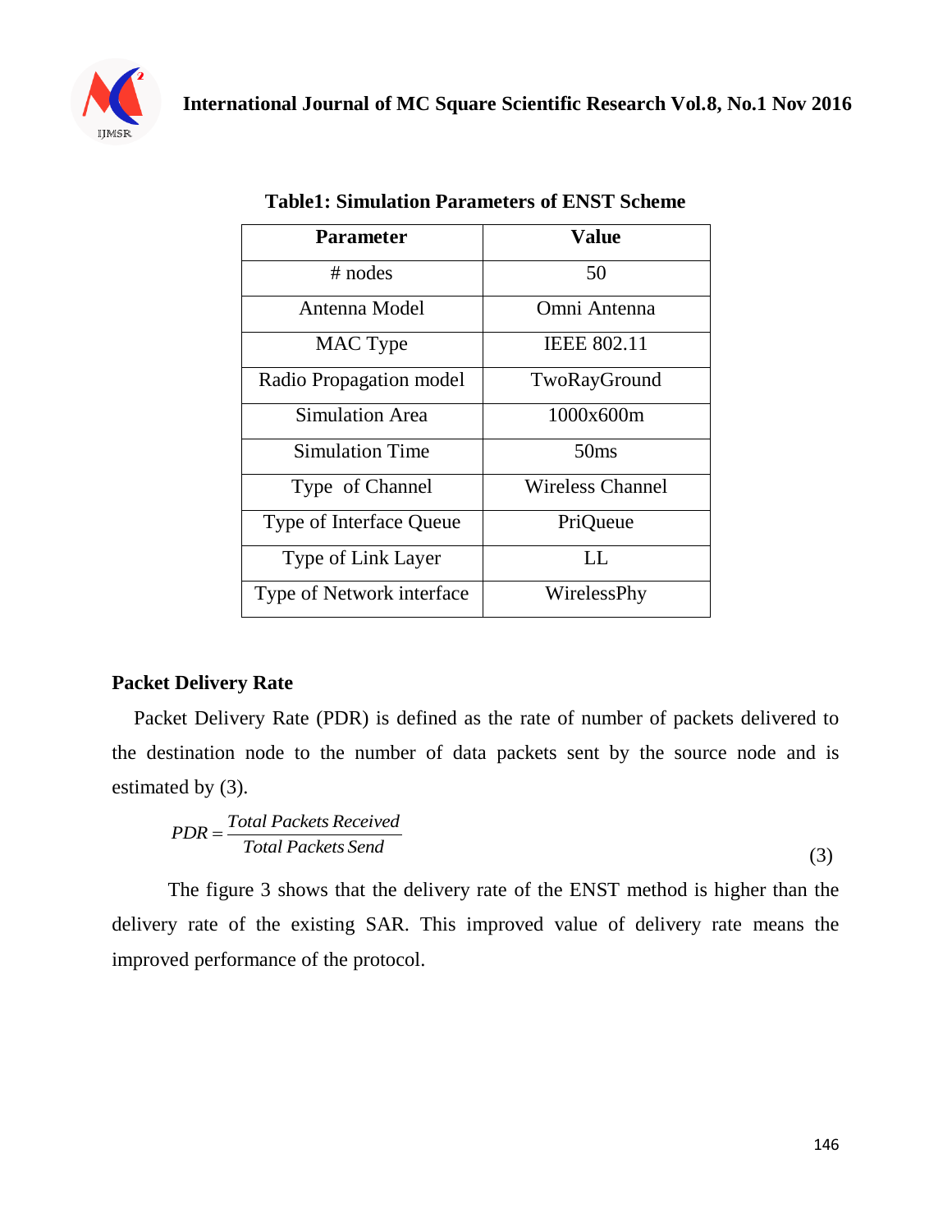**Table1: Simulation Parameters of ENST Scheme**

| Parameter | Value |
|---|---|
| # nodes | 50 |
| Antenna Model | Omni Antenna |
| MAC Type | IEEE 802.11 |
| Radio Propagation model | TwoRayGround |
| Simulation Area | 1000x600m |
| Simulation Time | 50ms |
| Type of Channel | Wireless Channel |
| Type of Interface Queue | PriQueue |
| Type of Link Layer | LL |
| Type of Network interface | WirelessPhy |

### Packet Delivery Rate

Packet Delivery Rate (PDR) is defined as the rate of number of packets delivered to the destination node to the number of data packets sent by the source node and is estimated by (3).

$$PDR = \frac{Total\ Packets\ Received}{Total\ Packets\ Send} \tag{3}$$

The figure 3 shows that the delivery rate of the ENST method is higher than the delivery rate of the existing SAR. This improved value of delivery rate means the improved performance of the protocol.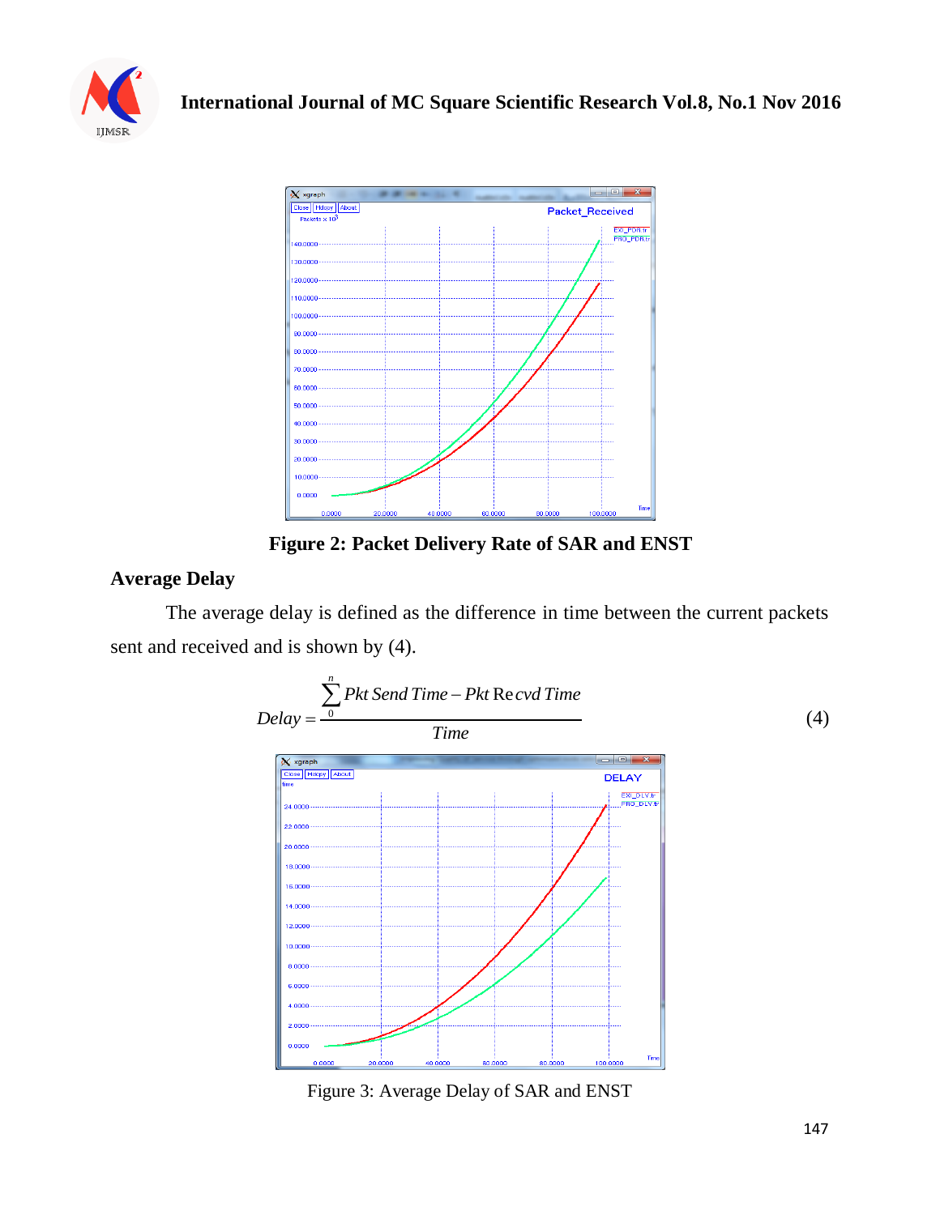xgraph

Close Hdcpy About

Packets x $10^3$

Packet_Received

EXI_PDR.tr

PRO_PDR.tr

140.0000

130.0000

120.0000

110.0000

100.0000

90.0000

80.0000

70.0000

60.0000

50.0000

40.0000

30.0000

20.0000

10.0000

0.0000

0.0000 20.0000 40.0000 60.0000 80.0000 100.0000

Time

**Figure 2: Packet Delivery Rate of SAR and ENST**

## Average Delay

The average delay is defined as the difference in time between the current packets sent and received and is shown by (4).

$$Delay = \frac{\sum_{0}^{n} Pkt\ Send\ Time - Pkt\ \mathrm{Re}cvd\ Time}{Time} \tag{4}$$

xgraph

Close Hdcpy About

time

DELAY

EXI_DLY.tr

PRO_DLY.tr

24.0000

22.0000

20.0000

18.0000

16.0000

14.0000

12.0000

10.0000

8.0000

6.0000

4.0000

2.0000

0.0000

0.0000 20.0000 40.0000 60.0000 80.0000 100.0000

Time

Figure 3: Average Delay of SAR and ENST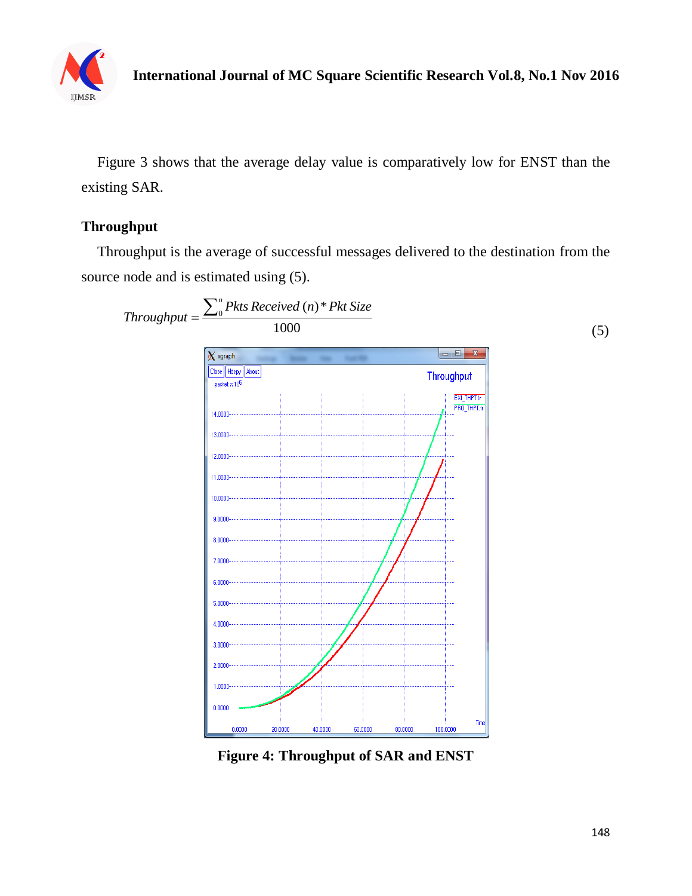Figure 3 shows that the average delay value is comparatively low for ENST than the existing SAR.

### Throughput

Throughput is the average of successful messages delivered to the destination from the source node and is estimated using (5).

$$Throughput = \frac{\sum_{0}^{n} Pkts\ Received\ (n) * Pkt\ Size}{1000} \tag{5}$$

xgraph

Close Hdcpy About

Throughput

packet x $10^{6}$

EXI_THPT.tr
PRO_THPT.tr

14.0000
13.0000
12.0000
11.0000
10.0000
9.0000
8.0000
7.0000
6.0000
5.0000
4.0000
3.0000
2.0000
1.0000
0.0000

0.0000 20.0000 40.0000 60.0000 80.0000 100.0000

Time

**Figure 4: Throughput of SAR and ENST**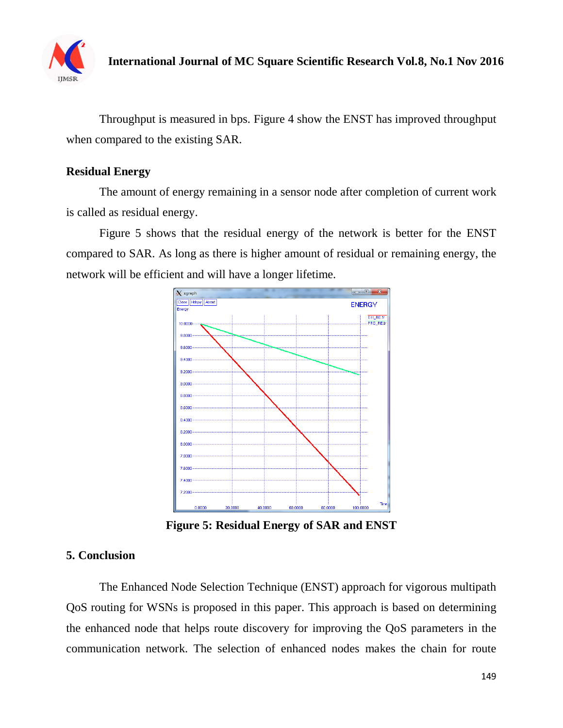Throughput is measured in bps. Figure 4 show the ENST has improved throughput when compared to the existing SAR.

### Residual Energy

The amount of energy remaining in a sensor node after completion of current work is called as residual energy.

Figure 5 shows that the residual energy of the network is better for the ENST compared to SAR. As long as there is higher amount of residual or remaining energy, the network will be efficient and will have a longer lifetime.

xgraph

Close Hdcpy About

Energy

ENERGY

EXI_RE.tr
PRO_RE.tr

10.0000
9.8000
9.6000
9.4000
9.2000
9.0000
8.8000
8.6000
8.4000
8.2000
8.0000
7.8000
7.6000
7.4000
7.2000

0.0000
20.0000
40.0000
60.0000
80.0000
100.0000
Time

**Figure 5: Residual Energy of SAR and ENST**

## 5. Conclusion

The Enhanced Node Selection Technique (ENST) approach for vigorous multipath QoS routing for WSNs is proposed in this paper. This approach is based on determining the enhanced node that helps route discovery for improving the QoS parameters in the communication network. The selection of enhanced nodes makes the chain for route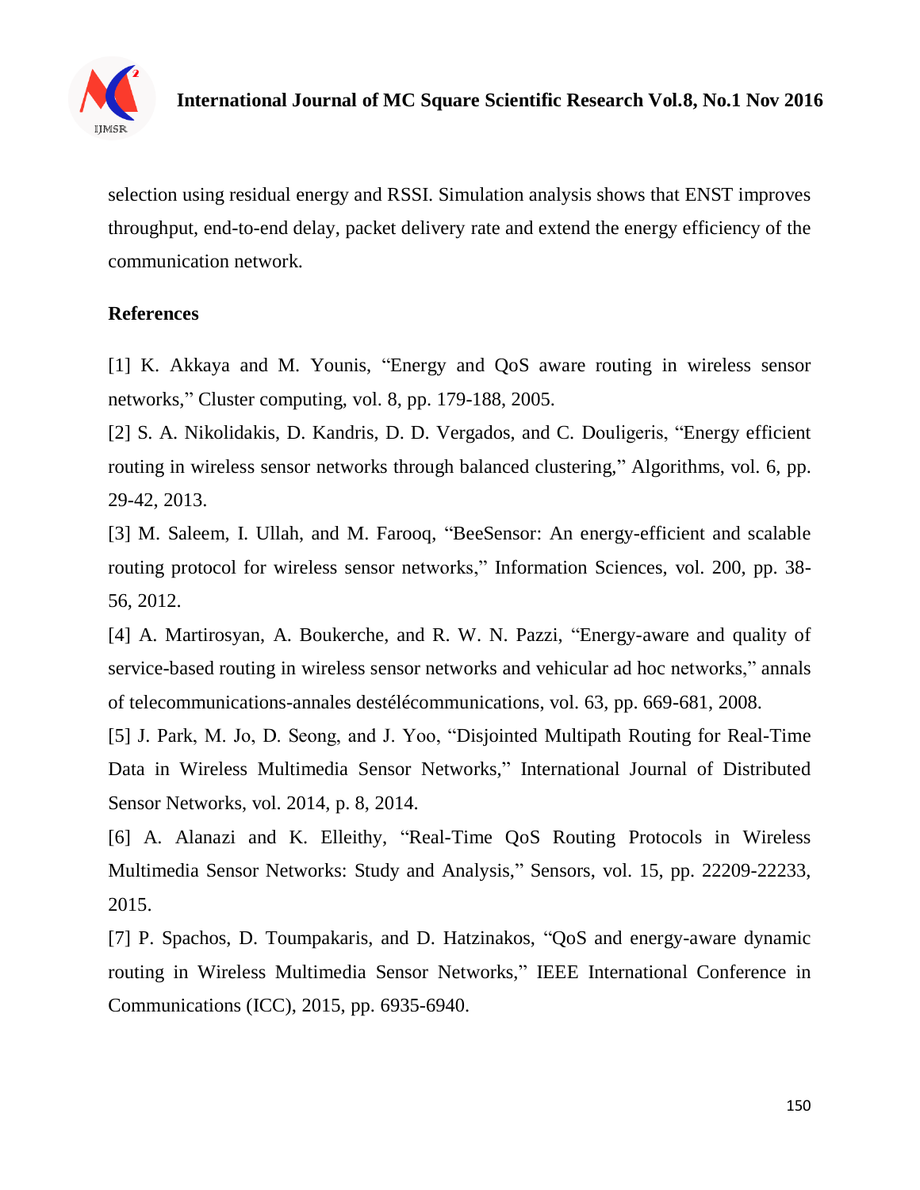selection using residual energy and RSSI. Simulation analysis shows that ENST improves throughput, end-to-end delay, packet delivery rate and extend the energy efficiency of the communication network.

**References**

[1] K. Akkaya and M. Younis, "Energy and QoS aware routing in wireless sensor networks," Cluster computing, vol. 8, pp. 179-188, 2005.

[2] S. A. Nikolidakis, D. Kandris, D. D. Vergados, and C. Douligeris, "Energy efficient routing in wireless sensor networks through balanced clustering," Algorithms, vol. 6, pp. 29-42, 2013.

[3] M. Saleem, I. Ullah, and M. Farooq, "BeeSensor: An energy-efficient and scalable routing protocol for wireless sensor networks," Information Sciences, vol. 200, pp. 38-56, 2012.

[4] A. Martirosyan, A. Boukerche, and R. W. N. Pazzi, "Energy-aware and quality of service-based routing in wireless sensor networks and vehicular ad hoc networks," annals of telecommunications-annales destélécommunications, vol. 63, pp. 669-681, 2008.

[5] J. Park, M. Jo, D. Seong, and J. Yoo, "Disjointed Multipath Routing for Real-Time Data in Wireless Multimedia Sensor Networks," International Journal of Distributed Sensor Networks, vol. 2014, p. 8, 2014.

[6] A. Alanazi and K. Elleithy, "Real-Time QoS Routing Protocols in Wireless Multimedia Sensor Networks: Study and Analysis," Sensors, vol. 15, pp. 22209-22233, 2015.

[7] P. Spachos, D. Toumpakaris, and D. Hatzinakos, "QoS and energy-aware dynamic routing in Wireless Multimedia Sensor Networks," IEEE International Conference in Communications (ICC), 2015, pp. 6935-6940.